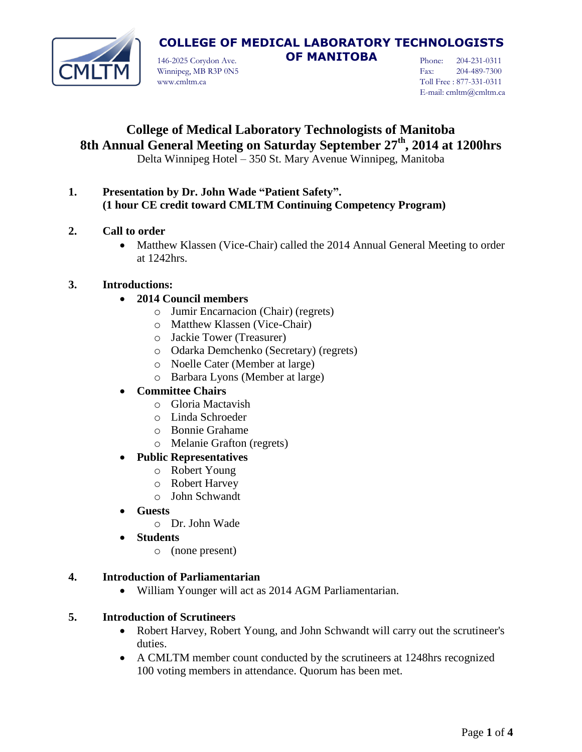**COLLEGE OF MEDICAL LABORATORY TECHNOLOGISTS OF MANITOBA**

146-2025 Corydon Ave.
Winnipeg, MB R3P 0N5
www.cmltm.ca

Phone: 204-231-0311
Fax: 204-489-7300
Toll Free : 877-331-0311
E-mail: cmltm@cmltm.ca

# College of Medical Laboratory Technologists of Manitoba
## 8th Annual General Meeting on Saturday September 27th, 2014 at 1200hrs

Delta Winnipeg Hotel – 350 St. Mary Avenue Winnipeg, Manitoba

1. **Presentation by Dr. John Wade "Patient Safety".**
   **(1 hour CE credit toward CMLTM Continuing Competency Program)**

2. **Call to order**
   - Matthew Klassen (Vice-Chair) called the 2014 Annual General Meeting to order at 1242hrs.

3. **Introductions:**
   - **2014 Council members**
     - Jumir Encarnacion (Chair) (regrets)
     - Matthew Klassen (Vice-Chair)
     - Jackie Tower (Treasurer)
     - Odarka Demchenko (Secretary) (regrets)
     - Noelle Cater (Member at large)
     - Barbara Lyons (Member at large)
   - **Committee Chairs**
     - Gloria Mactavish
     - Linda Schroeder
     - Bonnie Grahame
     - Melanie Grafton (regrets)
   - **Public Representatives**
     - Robert Young
     - Robert Harvey
     - John Schwandt
   - **Guests**
     - Dr. John Wade
   - **Students**
     - (none present)

4. **Introduction of Parliamentarian**
   - William Younger will act as 2014 AGM Parliamentarian.

5. **Introduction of Scrutineers**
   - Robert Harvey, Robert Young, and John Schwandt will carry out the scrutineer's duties.
   - A CMLTM member count conducted by the scrutineers at 1248hrs recognized 100 voting members in attendance. Quorum has been met.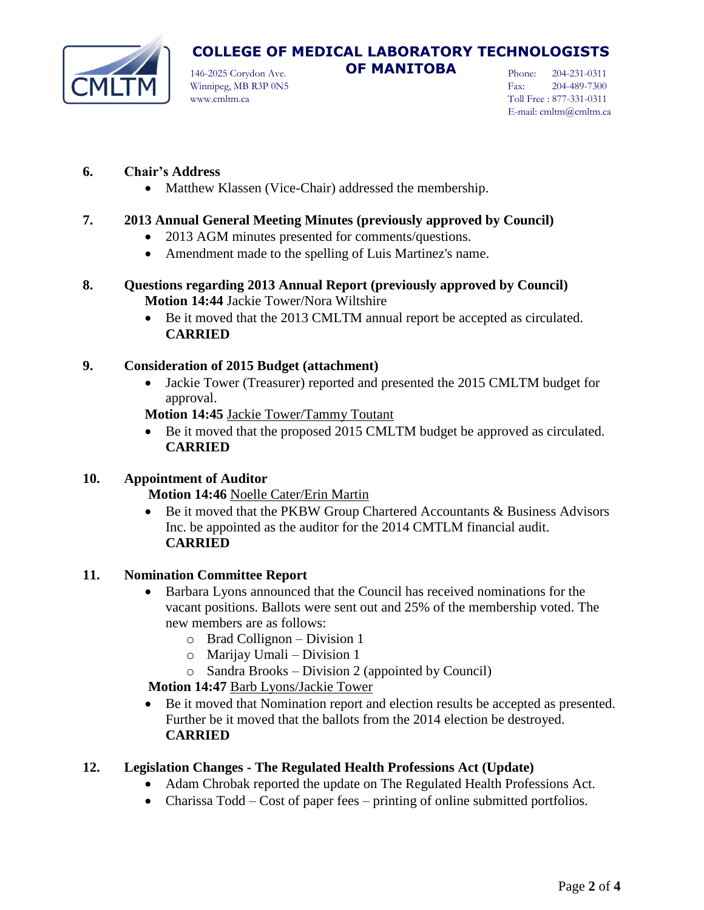**6. Chair's Address**

- Matthew Klassen (Vice-Chair) addressed the membership.

**7. 2013 Annual General Meeting Minutes (previously approved by Council)**

- 2013 AGM minutes presented for comments/questions.
- Amendment made to the spelling of Luis Martinez's name.

**8. Questions regarding 2013 Annual Report (previously approved by Council)**

**Motion 14:44** Jackie Tower/Nora Wiltshire

- Be it moved that the 2013 CMLTM annual report be accepted as circulated. **CARRIED**

**9. Consideration of 2015 Budget (attachment)**

- Jackie Tower (Treasurer) reported and presented the 2015 CMLTM budget for approval.

**Motion 14:45** Jackie Tower/Tammy Toutant

- Be it moved that the proposed 2015 CMLTM budget be approved as circulated. **CARRIED**

**10. Appointment of Auditor**

**Motion 14:46** Noelle Cater/Erin Martin

- Be it moved that the PKBW Group Chartered Accountants & Business Advisors Inc. be appointed as the auditor for the 2014 CMTLM financial audit. **CARRIED**

**11. Nomination Committee Report**

- Barbara Lyons announced that the Council has received nominations for the vacant positions. Ballots were sent out and 25% of the membership voted. The new members are as follows:
  - Brad Collignon – Division 1
  - Marijay Umali – Division 1
  - Sandra Brooks – Division 2 (appointed by Council)

**Motion 14:47** Barb Lyons/Jackie Tower

- Be it moved that Nomination report and election results be accepted as presented. Further be it moved that the ballots from the 2014 election be destroyed. **CARRIED**

**12. Legislation Changes - The Regulated Health Professions Act (Update)**

- Adam Chrobak reported the update on The Regulated Health Professions Act.
- Charissa Todd – Cost of paper fees – printing of online submitted portfolios.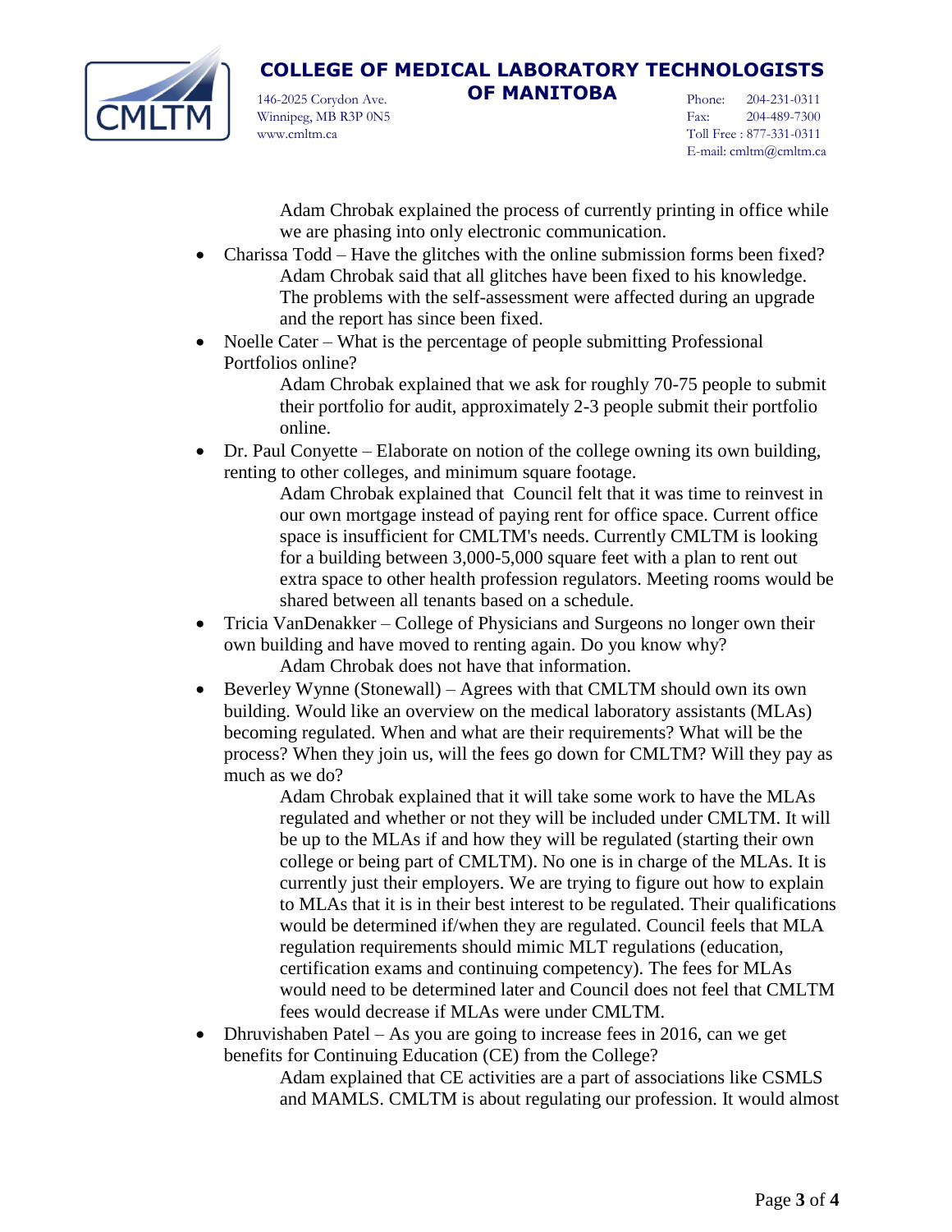Adam Chrobak explained the process of currently printing in office while we are phasing into only electronic communication.

- Charissa Todd – Have the glitches with the online submission forms been fixed?

  Adam Chrobak said that all glitches have been fixed to his knowledge. The problems with the self-assessment were affected during an upgrade and the report has since been fixed.

- Noelle Cater – What is the percentage of people submitting Professional Portfolios online?

  Adam Chrobak explained that we ask for roughly 70-75 people to submit their portfolio for audit, approximately 2-3 people submit their portfolio online.

- Dr. Paul Conyette – Elaborate on notion of the college owning its own building, renting to other colleges, and minimum square footage.

  Adam Chrobak explained that Council felt that it was time to reinvest in our own mortgage instead of paying rent for office space. Current office space is insufficient for CMLTM's needs. Currently CMLTM is looking for a building between 3,000-5,000 square feet with a plan to rent out extra space to other health profession regulators. Meeting rooms would be shared between all tenants based on a schedule.

- Tricia VanDenakker – College of Physicians and Surgeons no longer own their own building and have moved to renting again. Do you know why?

  Adam Chrobak does not have that information.

- Beverley Wynne (Stonewall) – Agrees with that CMLTM should own its own building. Would like an overview on the medical laboratory assistants (MLAs) becoming regulated. When and what are their requirements? What will be the process? When they join us, will the fees go down for CMLTM? Will they pay as much as we do?

  Adam Chrobak explained that it will take some work to have the MLAs regulated and whether or not they will be included under CMLTM. It will be up to the MLAs if and how they will be regulated (starting their own college or being part of CMLTM). No one is in charge of the MLAs. It is currently just their employers. We are trying to figure out how to explain to MLAs that it is in their best interest to be regulated. Their qualifications would be determined if/when they are regulated. Council feels that MLA regulation requirements should mimic MLT regulations (education, certification exams and continuing competency). The fees for MLAs would need to be determined later and Council does not feel that CMLTM fees would decrease if MLAs were under CMLTM.

- Dhruvishaben Patel – As you are going to increase fees in 2016, can we get benefits for Continuing Education (CE) from the College?

  Adam explained that CE activities are a part of associations like CSMLS and MAMLS. CMLTM is about regulating our profession. It would almost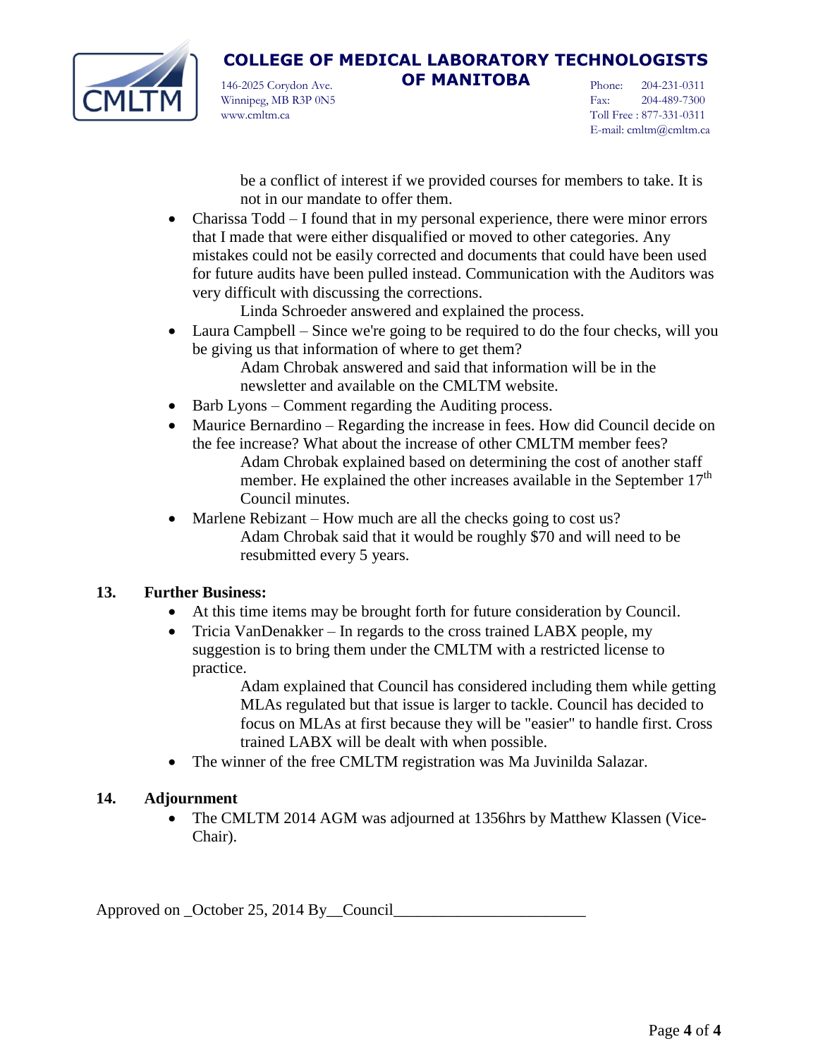be a conflict of interest if we provided courses for members to take. It is not in our mandate to offer them.

- Charissa Todd – I found that in my personal experience, there were minor errors that I made that were either disqualified or moved to other categories. Any mistakes could not be easily corrected and documents that could have been used for future audits have been pulled instead. Communication with the Auditors was very difficult with discussing the corrections.
  Linda Schroeder answered and explained the process.
- Laura Campbell – Since we're going to be required to do the four checks, will you be giving us that information of where to get them?
  Adam Chrobak answered and said that information will be in the newsletter and available on the CMLTM website.
- Barb Lyons – Comment regarding the Auditing process.
- Maurice Bernardino – Regarding the increase in fees. How did Council decide on the fee increase? What about the increase of other CMLTM member fees?
  Adam Chrobak explained based on determining the cost of another staff member. He explained the other increases available in the September 17th Council minutes.
- Marlene Rebizant – How much are all the checks going to cost us?
  Adam Chrobak said that it would be roughly $70 and will need to be resubmitted every 5 years.

**13. Further Business:**

- At this time items may be brought forth for future consideration by Council.
- Tricia VanDenakker – In regards to the cross trained LABX people, my suggestion is to bring them under the CMLTM with a restricted license to practice.
  Adam explained that Council has considered including them while getting MLAs regulated but that issue is larger to tackle. Council has decided to focus on MLAs at first because they will be "easier" to handle first. Cross trained LABX will be dealt with when possible.
- The winner of the free CMLTM registration was Ma Juvinilda Salazar.

**14. Adjournment**

- The CMLTM 2014 AGM was adjourned at 1356hrs by Matthew Klassen (Vice-Chair).

Approved on _October 25, 2014 By__Council________________________